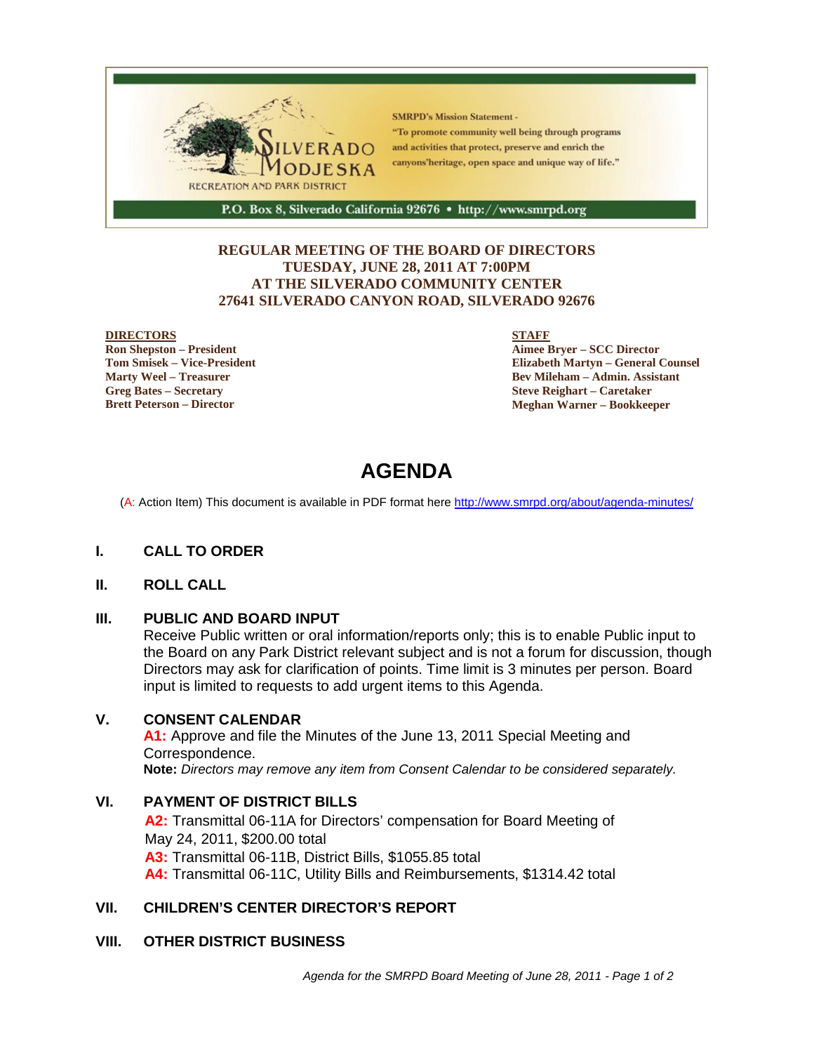SRMPD's Mission Statement - "To promote community well being through programs and activities that protect, preserve and enrich the canyons'heritage, open space and unique way of life."

SILVERADO MODJESKA RECREATION AND PARK DISTRICT

P.O. Box 8, Silverado California 92676 • http://www.smrpd.org

**REGULAR MEETING OF THE BOARD OF DIRECTORS**
**TUESDAY, JUNE 28, 2011 AT 7:00PM**
**AT THE SILVERADO COMMUNITY CENTER**
**27641 SILVERADO CANYON ROAD, SILVERADO 92676**

**DIRECTORS**
**Ron Shepston – President**
**Tom Smisek – Vice-President**
**Marty Weel – Treasurer**
**Greg Bates – Secretary**
**Brett Peterson – Director**

**STAFF**
**Aimee Bryer – SCC Director**
**Elizabeth Martyn – General Counsel**
**Bev Mileham – Admin. Assistant**
**Steve Reighart – Caretaker**
**Meghan Warner – Bookkeeper**

# AGENDA

(A: Action Item) This document is available in PDF format here http://www.smrpd.org/about/agenda-minutes/

## I. CALL TO ORDER

## II. ROLL CALL

## III. PUBLIC AND BOARD INPUT

Receive Public written or oral information/reports only; this is to enable Public input to the Board on any Park District relevant subject and is not a forum for discussion, though Directors may ask for clarification of points. Time limit is 3 minutes per person. Board input is limited to requests to add urgent items to this Agenda.

## V. CONSENT CALENDAR

**A1:** Approve and file the Minutes of the June 13, 2011 Special Meeting and Correspondence.
**Note:** *Directors may remove any item from Consent Calendar to be considered separately.*

## VI. PAYMENT OF DISTRICT BILLS

**A2:** Transmittal 06-11A for Directors' compensation for Board Meeting of May 24, 2011, $200.00 total
**A3:** Transmittal 06-11B, District Bills, $1055.85 total
**A4:** Transmittal 06-11C, Utility Bills and Reimbursements, $1314.42 total

## VII. CHILDREN'S CENTER DIRECTOR'S REPORT

## VIII. OTHER DISTRICT BUSINESS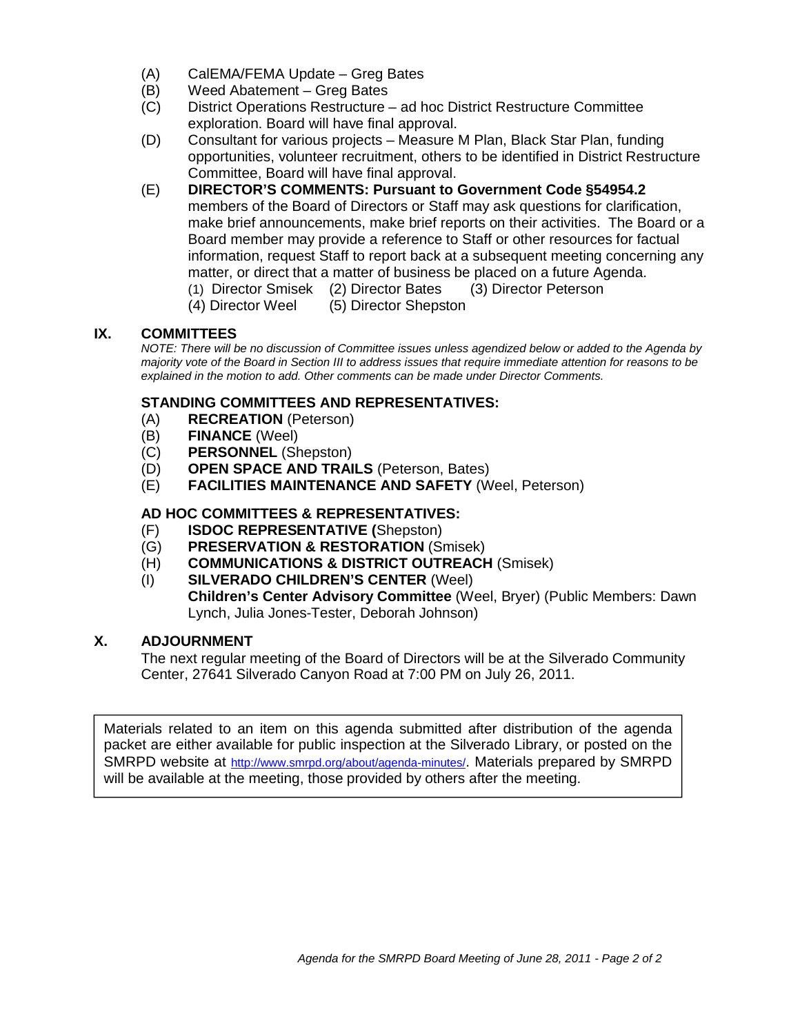(A) CalEMA/FEMA Update – Greg Bates
(B) Weed Abatement – Greg Bates
(C) District Operations Restructure – ad hoc District Restructure Committee exploration. Board will have final approval.
(D) Consultant for various projects – Measure M Plan, Black Star Plan, funding opportunities, volunteer recruitment, others to be identified in District Restructure Committee, Board will have final approval.
(E) **DIRECTOR'S COMMENTS: Pursuant to Government Code §54954.2** members of the Board of Directors or Staff may ask questions for clarification, make brief announcements, make brief reports on their activities. The Board or a Board member may provide a reference to Staff or other resources for factual information, request Staff to report back at a subsequent meeting concerning any matter, or direct that a matter of business be placed on a future Agenda.
(1) Director Smisek (2) Director Bates (3) Director Peterson
(4) Director Weel (5) Director Shepston

## IX. COMMITTEES

*NOTE: There will be no discussion of Committee issues unless agendized below or added to the Agenda by majority vote of the Board in Section III to address issues that require immediate attention for reasons to be explained in the motion to add. Other comments can be made under Director Comments.*

### STANDING COMMITTEES AND REPRESENTATIVES:

(A) **RECREATION** (Peterson)
(B) **FINANCE** (Weel)
(C) **PERSONNEL** (Shepston)
(D) **OPEN SPACE AND TRAILS** (Peterson, Bates)
(E) **FACILITIES MAINTENANCE AND SAFETY** (Weel, Peterson)

### AD HOC COMMITTEES & REPRESENTATIVES:

(F) **ISDOC REPRESENTATIVE (**Shepston)
(G) **PRESERVATION & RESTORATION** (Smisek)
(H) **COMMUNICATIONS & DISTRICT OUTREACH** (Smisek)
(I) **SILVERADO CHILDREN'S CENTER** (Weel)
**Children's Center Advisory Committee** (Weel, Bryer) (Public Members: Dawn Lynch, Julia Jones-Tester, Deborah Johnson)

## X. ADJOURNMENT

The next regular meeting of the Board of Directors will be at the Silverado Community Center, 27641 Silverado Canyon Road at 7:00 PM on July 26, 2011.

Materials related to an item on this agenda submitted after distribution of the agenda packet are either available for public inspection at the Silverado Library, or posted on the SMRPD website at http://www.smrpd.org/about/agenda-minutes/. Materials prepared by SMRPD will be available at the meeting, those provided by others after the meeting.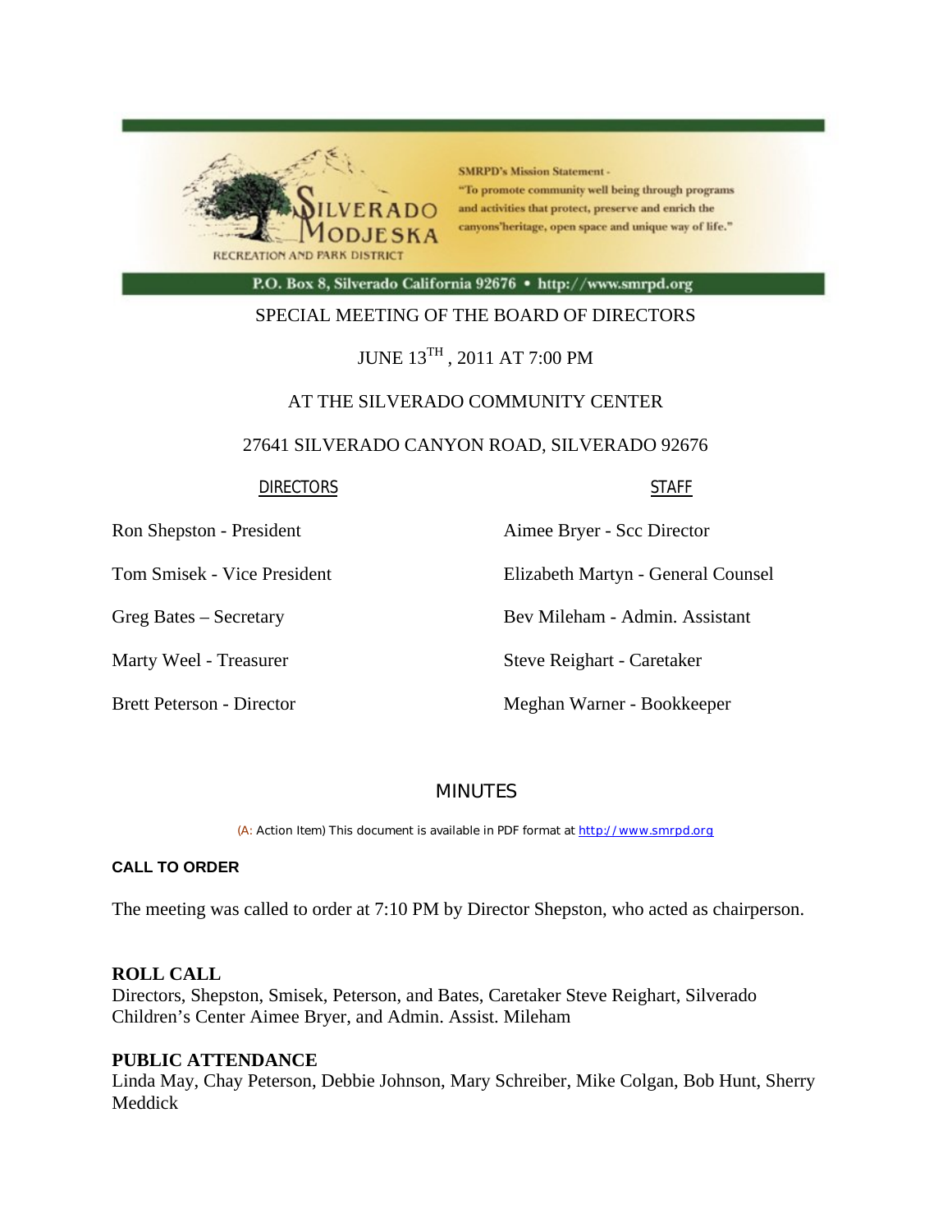SMRPD's Mission Statement - "To promote community well being through programs and activities that protect, preserve and enrich the canyons'heritage, open space and unique way of life."

SILVERADO MODJESKA RECREATION AND PARK DISTRICT

P.O. Box 8, Silverado California 92676 • http://www.smrpd.org

SPECIAL MEETING OF THE BOARD OF DIRECTORS

JUNE 13TH , 2011 AT 7:00 PM

AT THE SILVERADO COMMUNITY CENTER

27641 SILVERADO CANYON ROAD, SILVERADO 92676

| DIRECTORS | STAFF |
|---|---|
| Ron Shepston - President | Aimee Bryer - Scc Director |
| Tom Smisek - Vice President | Elizabeth Martyn - General Counsel |
| Greg Bates – Secretary | Bev Mileham - Admin. Assistant |
| Marty Weel - Treasurer | Steve Reighart - Caretaker |
| Brett Peterson - Director | Meghan Warner - Bookkeeper |

## MINUTES

(A: Action Item) This document is available in PDF format at http://www.smrpd.org

**CALL TO ORDER**

The meeting was called to order at 7:10 PM by Director Shepston, who acted as chairperson.

**ROLL CALL**
Directors, Shepston, Smisek, Peterson, and Bates, Caretaker Steve Reighart, Silverado Children's Center Aimee Bryer, and Admin. Assist. Mileham

**PUBLIC ATTENDANCE**
Linda May, Chay Peterson, Debbie Johnson, Mary Schreiber, Mike Colgan, Bob Hunt, Sherry Meddick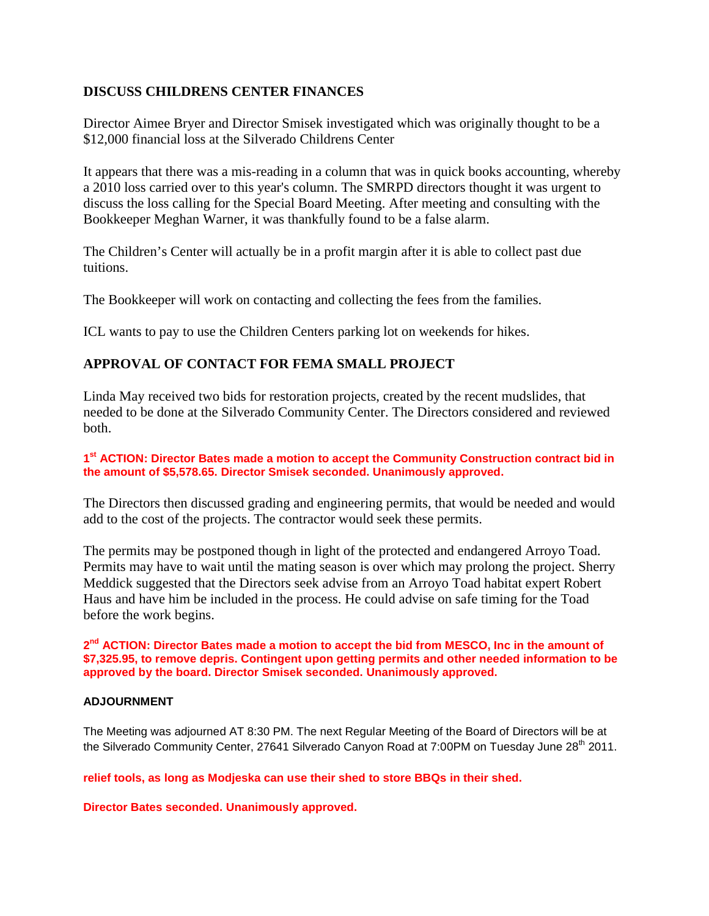## DISCUSS CHILDRENS CENTER FINANCES

Director Aimee Bryer and Director Smisek investigated which was originally thought to be a $12,000 financial loss at the Silverado Childrens Center

It appears that there was a mis-reading in a column that was in quick books accounting, whereby a 2010 loss carried over to this year's column. The SMRPD directors thought it was urgent to discuss the loss calling for the Special Board Meeting. After meeting and consulting with the Bookkeeper Meghan Warner, it was thankfully found to be a false alarm.

The Children's Center will actually be in a profit margin after it is able to collect past due tuitions.

The Bookkeeper will work on contacting and collecting the fees from the families.

ICL wants to pay to use the Children Centers parking lot on weekends for hikes.

## APPROVAL OF CONTACT FOR FEMA SMALL PROJECT

Linda May received two bids for restoration projects, created by the recent mudslides, that needed to be done at the Silverado Community Center. The Directors considered and reviewed both.

**1st ACTION: Director Bates made a motion to accept the Community Construction contract bid in the amount of $5,578.65. Director Smisek seconded. Unanimously approved.**

The Directors then discussed grading and engineering permits, that would be needed and would add to the cost of the projects. The contractor would seek these permits.

The permits may be postponed though in light of the protected and endangered Arroyo Toad. Permits may have to wait until the mating season is over which may prolong the project. Sherry Meddick suggested that the Directors seek advise from an Arroyo Toad habitat expert Robert Haus and have him be included in the process. He could advise on safe timing for the Toad before the work begins.

**2nd ACTION: Director Bates made a motion to accept the bid from MESCO, Inc in the amount of $7,325.95, to remove depris. Contingent upon getting permits and other needed information to be approved by the board. Director Smisek seconded. Unanimously approved.**

**ADJOURNMENT**

The Meeting was adjourned AT 8:30 PM. The next Regular Meeting of the Board of Directors will be at the Silverado Community Center, 27641 Silverado Canyon Road at 7:00PM on Tuesday June 28th 2011.

**relief tools, as long as Modjeska can use their shed to store BBQs in their shed.**

**Director Bates seconded. Unanimously approved.**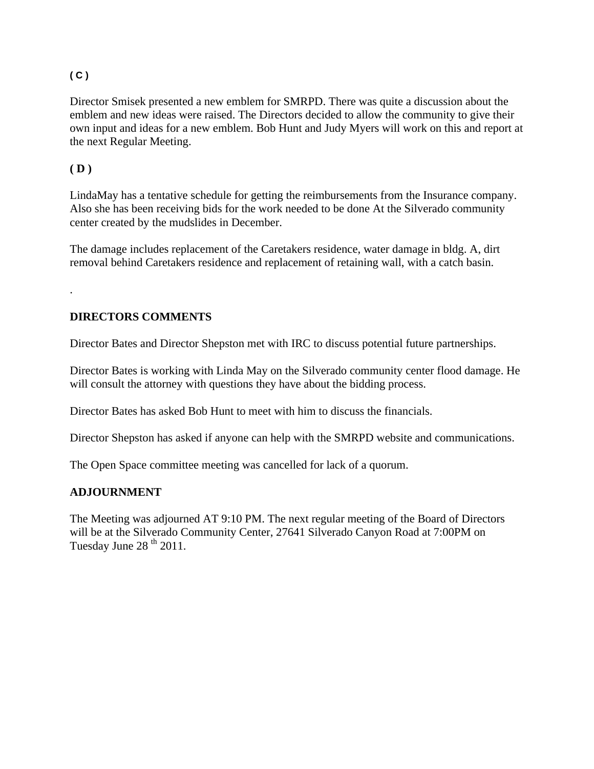**( C )**

Director Smisek presented a new emblem for SMRPD. There was quite a discussion about the emblem and new ideas were raised. The Directors decided to allow the community to give their own input and ideas for a new emblem. Bob Hunt and Judy Myers will work on this and report at the next Regular Meeting.

**( D )**

LindaMay has a tentative schedule for getting the reimbursements from the Insurance company. Also she has been receiving bids for the work needed to be done At the Silverado community center created by the mudslides in December.

The damage includes replacement of the Caretakers residence, water damage in bldg. A, dirt removal behind Caretakers residence and replacement of retaining wall, with a catch basin.

.

**DIRECTORS COMMENTS**

Director Bates and Director Shepston met with IRC to discuss potential future partnerships.

Director Bates is working with Linda May on the Silverado community center flood damage. He will consult the attorney with questions they have about the bidding process.

Director Bates has asked Bob Hunt to meet with him to discuss the financials.

Director Shepston has asked if anyone can help with the SMRPD website and communications.

The Open Space committee meeting was cancelled for lack of a quorum.

**ADJOURNMENT**

The Meeting was adjourned AT 9:10 PM. The next regular meeting of the Board of Directors will be at the Silverado Community Center, 27641 Silverado Canyon Road at 7:00PM on Tuesday June 28 th 2011.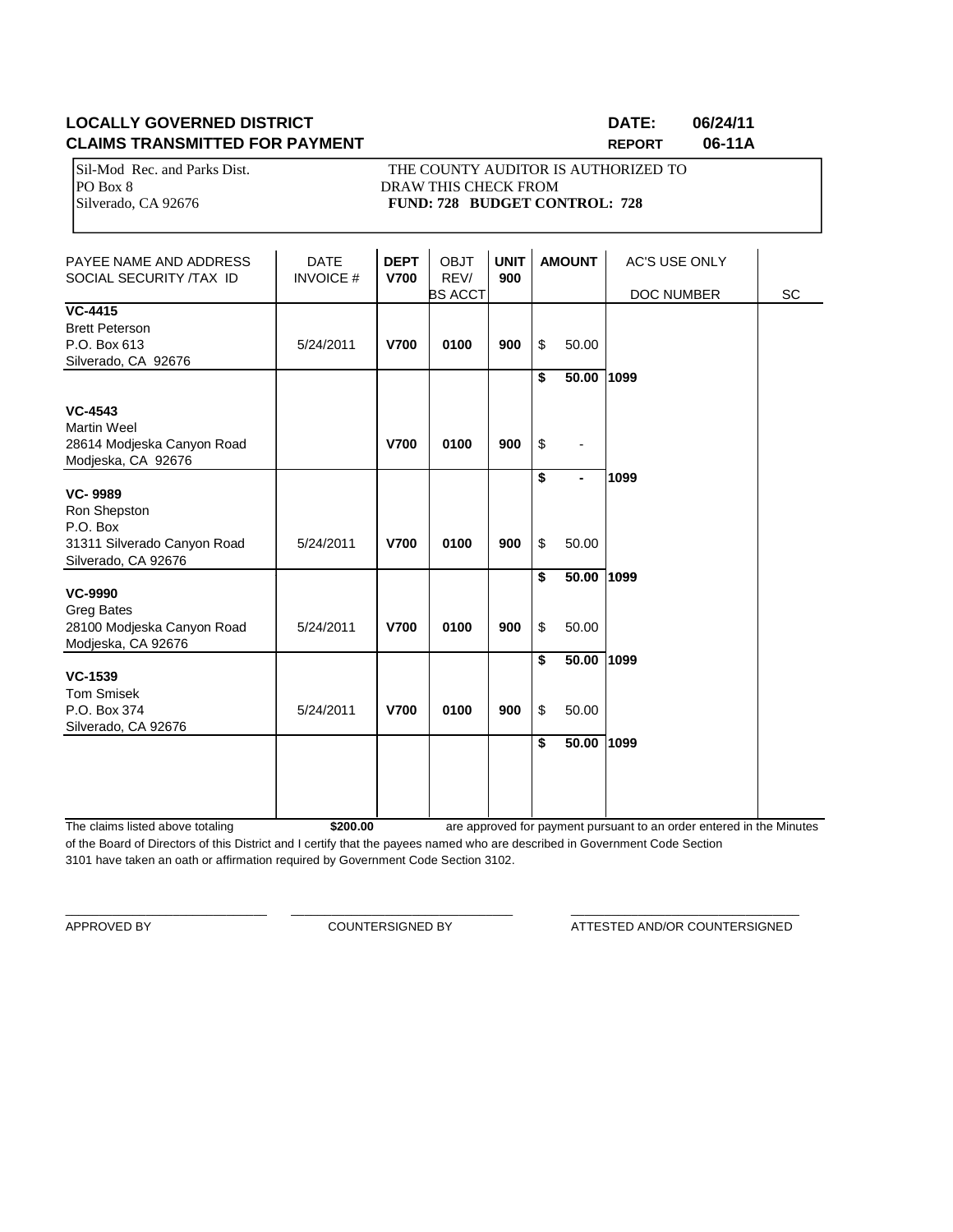**LOCALLY GOVERNED DISTRICT** **DATE: 06/24/11**

**CLAIMS TRANSMITTED FOR PAYMENT** **REPORT 06-11A**

Sil-Mod Rec. and Parks Dist.
PO Box 8
Silverado, CA 92676

THE COUNTY AUDITOR IS AUTHORIZED TO
DRAW THIS CHECK FROM
**FUND: 728 BUDGET CONTROL: 728**

| PAYEE NAME AND ADDRESS SOCIAL SECURITY /TAX ID | DATE INVOICE # | **DEPT V700** | OBJT REV/ BS ACCT | **UNIT 900** | AMOUNT | AC'S USE ONLY DOC NUMBER | SC |
|---|---|---|---|---|---|---|---|
| **VC-4415** Brett Peterson P.O. Box 613 Silverado, CA 92676 | 5/24/2011 | **V700** | **0100** | **900** | $ 50.00 | | |
| | | | | | **$ 50.00** | **1099** | |
| **VC-4543** Martin Weel 28614 Modjeska Canyon Road Modjeska, CA 92676 | | **V700** | **0100** | **900** | $ - | | |
| | | | | | **$ -** | **1099** | |
| **VC- 9989** Ron Shepston P.O. Box 31311 Silverado Canyon Road Silverado, CA 92676 | 5/24/2011 | **V700** | **0100** | **900** | $ 50.00 | | |
| | | | | | **$ 50.00** | **1099** | |
| **VC-9990** Greg Bates 28100 Modjeska Canyon Road Modjeska, CA 92676 | 5/24/2011 | **V700** | **0100** | **900** | $ 50.00 | | |
| | | | | | **$ 50.00** | **1099** | |
| **VC-1539** Tom Smisek P.O. Box 374 Silverado, CA 92676 | 5/24/2011 | **V700** | **0100** | **900** | $ 50.00 | | |
| | | | | | **$ 50.00** | **1099** | |

The claims listed above totaling **$200.00** are approved for payment pursuant to an order entered in the Minutes of the Board of Directors of this District and I certify that the payees named who are described in Government Code Section 3101 have taken an oath or affirmation required by Government Code Section 3102.

_____________________________ _____________________________ _____________________________

APPROVED BY COUNTERSIGNED BY ATTESTED AND/OR COUNTERSIGNED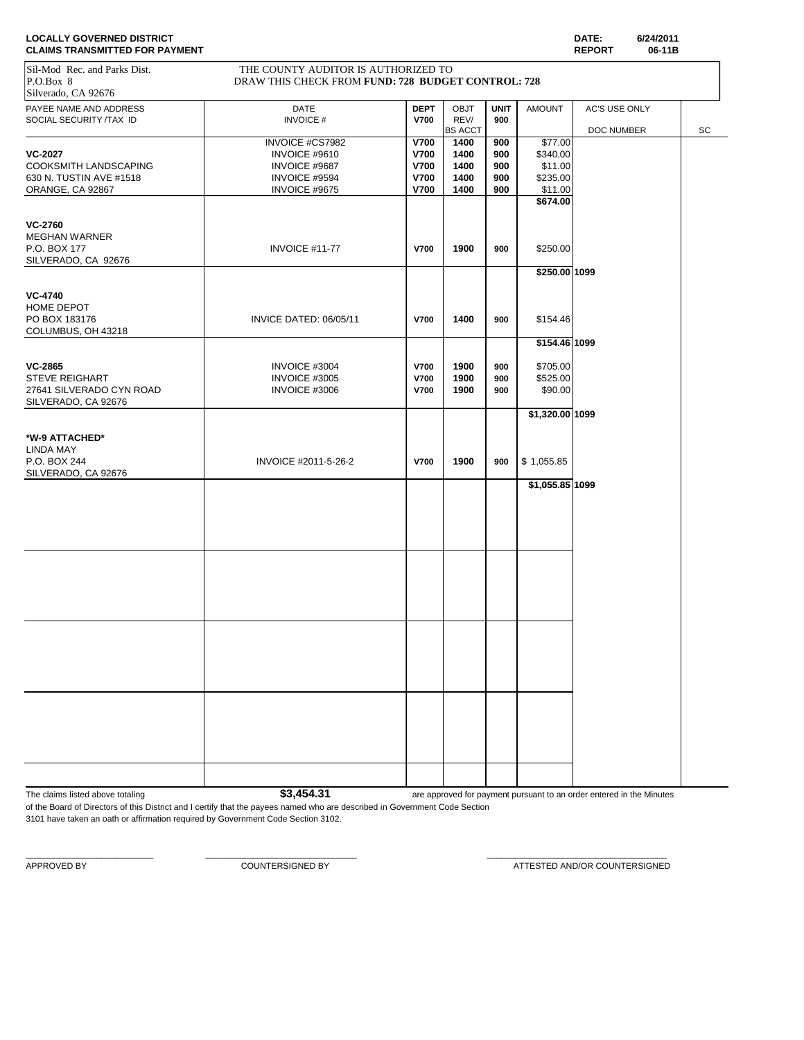**LOCALLY GOVERNED DISTRICT**
**CLAIMS TRANSMITTED FOR PAYMENT**

**DATE:** 6/24/2011
**REPORT** 06-11B

Sil-Mod Rec. and Parks Dist.
P.O.Box 8
Silverado, CA 92676

THE COUNTY AUDITOR IS AUTHORIZED TO
DRAW THIS CHECK FROM **FUND: 728 BUDGET CONTROL: 728**

| PAYEE NAME AND ADDRESS SOCIAL SECURITY /TAX ID | DATE INVOICE # | DEPT V700 | OBJT REV/ BS ACCT | UNIT 900 | AMOUNT | AC'S USE ONLY DOC NUMBER | SC |
|---|---|---|---|---|---|---|---|
| | INVOICE #CS7982 | V700 | 1400 | 900 | $77.00 | | |
| **VC-2027** | INVOICE #9610 | V700 | 1400 | 900 | $340.00 | | |
| COOKSMITH LANDSCAPING | INVOICE #9687 | V700 | 1400 | 900 | $11.00 | | |
| 630 N. TUSTIN AVE #1518 | INVOICE #9594 | V700 | 1400 | 900 | $235.00 | | |
| ORANGE, CA 92867 | INVOICE #9675 | V700 | 1400 | 900 | $11.00 | | |
| | | | | | **$674.00** | | |
| **VC-2760** MEGHAN WARNER P.O. BOX 177 SILVERADO, CA 92676 | INVOICE #11-77 | V700 | 1900 | 900 | $250.00 | | |
| | | | | | **$250.00** | **1099** | |
| **VC-4740** HOME DEPOT PO BOX 183176 COLUMBUS, OH 43218 | INVICE DATED: 06/05/11 | V700 | 1400 | 900 | $154.46 | | |
| | | | | | **$154.46** | **1099** | |
| **VC-2865** | INVOICE #3004 | V700 | 1900 | 900 | $705.00 | | |
| STEVE REIGHART | INVOICE #3005 | V700 | 1900 | 900 | $525.00 | | |
| 27641 SILVERADO CYN ROAD SILVERADO, CA 92676 | INVOICE #3006 | V700 | 1900 | 900 | $90.00 | | |
| | | | | | **$1,320.00** | **1099** | |
| **\*W-9 ATTACHED\*** LINDA MAY P.O. BOX 244 SILVERADO, CA 92676 | INVOICE #2011-5-26-2 | V700 | 1900 | 900 | $ 1,055.85 | | |
| | | | | | **$1,055.85** | **1099** | |

The claims listed above totaling **$3,454.31** are approved for payment pursuant to an order entered in the Minutes of the Board of Directors of this District and I certify that the payees named who are described in Government Code Section 3101 have taken an oath or affirmation required by Government Code Section 3102.

\_\_\_\_\_\_\_\_\_\_\_\_\_\_\_\_\_\_\_\_\_\_\_\_ \_\_\_\_\_\_\_\_\_\_\_\_\_\_\_\_\_\_\_\_\_\_\_\_ \_\_\_\_\_\_\_\_\_\_\_\_\_\_\_\_\_\_\_\_\_\_\_\_

APPROVED BY COUNTERSIGNED BY ATTESTED AND/OR COUNTERSIGNED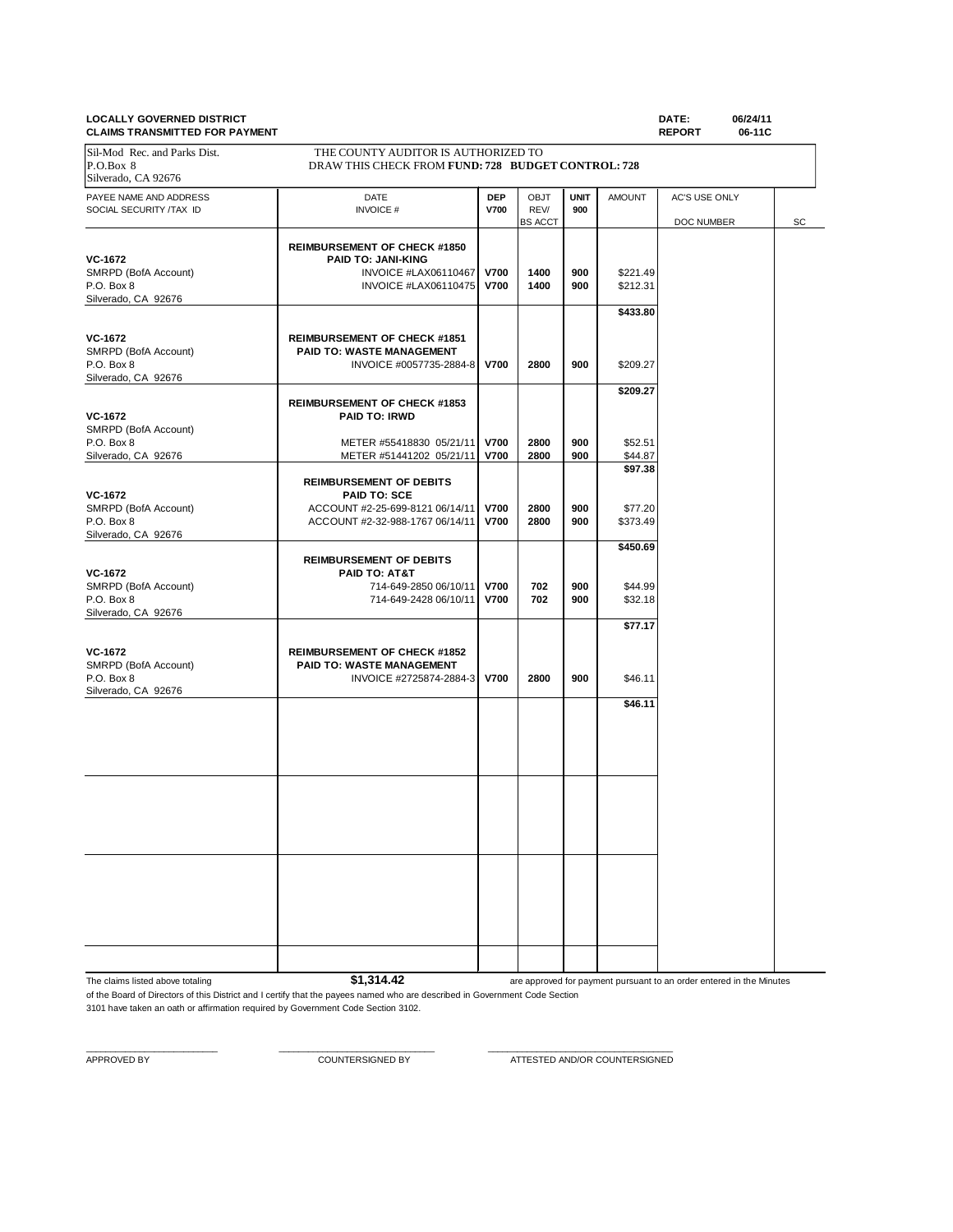**LOCALLY GOVERNED DISTRICT** **DATE: 06/24/11**
**CLAIMS TRANSMITTED FOR PAYMENT** **REPORT 06-11C**

Sil-Mod Rec. and Parks Dist.
P.O.Box 8
Silverado, CA 92676

THE COUNTY AUDITOR IS AUTHORIZED TO
DRAW THIS CHECK FROM **FUND: 728 BUDGET CONTROL: 728**

| PAYEE NAME AND ADDRESS SOCIAL SECURITY /TAX ID | DATE INVOICE # | DEP V700 | OBJT REV/ BS ACCT | UNIT 900 | AMOUNT | AC'S USE ONLY DOC NUMBER | SC |
|---|---|---|---|---|---|---|---|
| **VC-1672** SMRPD (BofA Account) P.O. Box 8 Silverado, CA 92676 | **REIMBURSEMENT OF CHECK #1850** **PAID TO: JANI-KING** | | | | | | |
| | INVOICE #LAX06110467 | **V700** | **1400** | **900** | $221.49 | | |
| | INVOICE #LAX06110475 | **V700** | **1400** | **900** | $212.31 | | |
| | | | | | **$433.80** | | |
| **VC-1672** SMRPD (BofA Account) P.O. Box 8 Silverado, CA 92676 | **REIMBURSEMENT OF CHECK #1851** **PAID TO: WASTE MANAGEMENT** | | | | | | |
| | INVOICE #0057735-2884-8 | **V700** | **2800** | **900** | $209.27 | | |
| | | | | | **$209.27** | | |
| **VC-1672** SMRPD (BofA Account) P.O. Box 8 Silverado, CA 92676 | **REIMBURSEMENT OF CHECK #1853** **PAID TO: IRWD** | | | | | | |
| | METER #55418830 05/21/11 | **V700** | **2800** | **900** | $52.51 | | |
| | METER #51441202 05/21/11 | **V700** | **2800** | **900** | $44.87 | | |
| | | | | | **$97.38** | | |
| **VC-1672** SMRPD (BofA Account) P.O. Box 8 Silverado, CA 92676 | **REIMBURSEMENT OF DEBITS** **PAID TO: SCE** | | | | | | |
| | ACCOUNT #2-25-699-8121 06/14/11 | **V700** | **2800** | **900** | $77.20 | | |
| | ACCOUNT #2-32-988-1767 06/14/11 | **V700** | **2800** | **900** | $373.49 | | |
| | | | | | **$450.69** | | |
| **VC-1672** SMRPD (BofA Account) P.O. Box 8 Silverado, CA 92676 | **REIMBURSEMENT OF DEBITS** **PAID TO: AT&T** | | | | | | |
| | 714-649-2850 06/10/11 | **V700** | **702** | **900** | $44.99 | | |
| | 714-649-2428 06/10/11 | **V700** | **702** | **900** | $32.18 | | |
| | | | | | **$77.17** | | |
| **VC-1672** SMRPD (BofA Account) P.O. Box 8 Silverado, CA 92676 | **REIMBURSEMENT OF CHECK #1852** **PAID TO: WASTE MANAGEMENT** | | | | | | |
| | INVOICE #2725874-2884-3 | **V700** | **2800** | **900** | $46.11 | | |
| | | | | | **$46.11** | | |

The claims listed above totaling **$1,314.42** are approved for payment pursuant to an order entered in the Minutes of the Board of Directors of this District and I certify that the payees named who are described in Government Code Section 3101 have taken an oath or affirmation required by Government Code Section 3102.

\_\_\_\_\_\_\_\_\_\_\_\_\_\_\_\_\_\_\_\_\_\_\_\_ \_\_\_\_\_\_\_\_\_\_\_\_\_\_\_\_\_\_\_\_\_\_\_\_\_\_\_ \_\_\_\_\_\_\_\_\_\_\_\_\_\_\_\_\_\_\_\_\_\_\_\_\_\_\_\_\_\_\_\_\_
APPROVED BY COUNTERSIGNED BY ATTESTED AND/OR COUNTERSIGNED